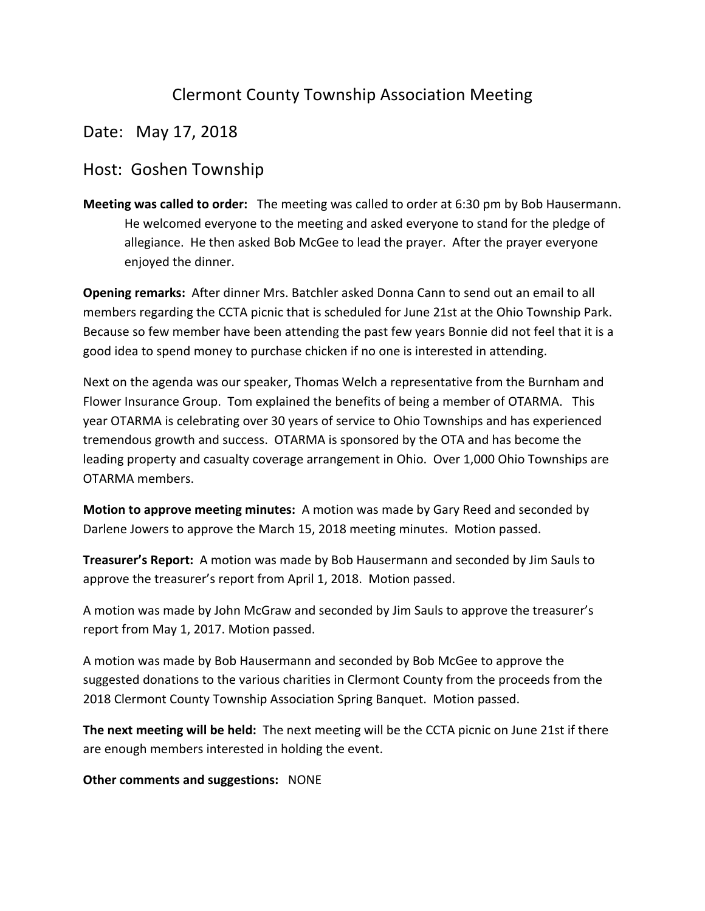# Clermont County Township Association Meeting

## Date: May 17, 2018

## Host: Goshen Township

**Meeting was called to order:** The meeting was called to order at 6:30 pm by Bob Hausermann. He welcomed everyone to the meeting and asked everyone to stand for the pledge of allegiance. He then asked Bob McGee to lead the prayer. After the prayer everyone enjoyed the dinner.

**Opening remarks:** After dinner Mrs. Batchler asked Donna Cann to send out an email to all members regarding the CCTA picnic that is scheduled for June 21st at the Ohio Township Park. Because so few member have been attending the past few years Bonnie did not feel that it is a good idea to spend money to purchase chicken if no one is interested in attending.

Next on the agenda was our speaker, Thomas Welch a representative from the Burnham and Flower Insurance Group. Tom explained the benefits of being a member of OTARMA. This year OTARMA is celebrating over 30 years of service to Ohio Townships and has experienced tremendous growth and success. OTARMA is sponsored by the OTA and has become the leading property and casualty coverage arrangement in Ohio. Over 1,000 Ohio Townships are OTARMA members.

**Motion to approve meeting minutes:** A motion was made by Gary Reed and seconded by Darlene Jowers to approve the March 15, 2018 meeting minutes. Motion passed.

**Treasurer's Report:** A motion was made by Bob Hausermann and seconded by Jim Sauls to approve the treasurer's report from April 1, 2018. Motion passed.

A motion was made by John McGraw and seconded by Jim Sauls to approve the treasurer's report from May 1, 2017. Motion passed.

A motion was made by Bob Hausermann and seconded by Bob McGee to approve the suggested donations to the various charities in Clermont County from the proceeds from the 2018 Clermont County Township Association Spring Banquet. Motion passed.

**The next meeting will be held:** The next meeting will be the CCTA picnic on June 21st if there are enough members interested in holding the event.

**Other comments and suggestions:** NONE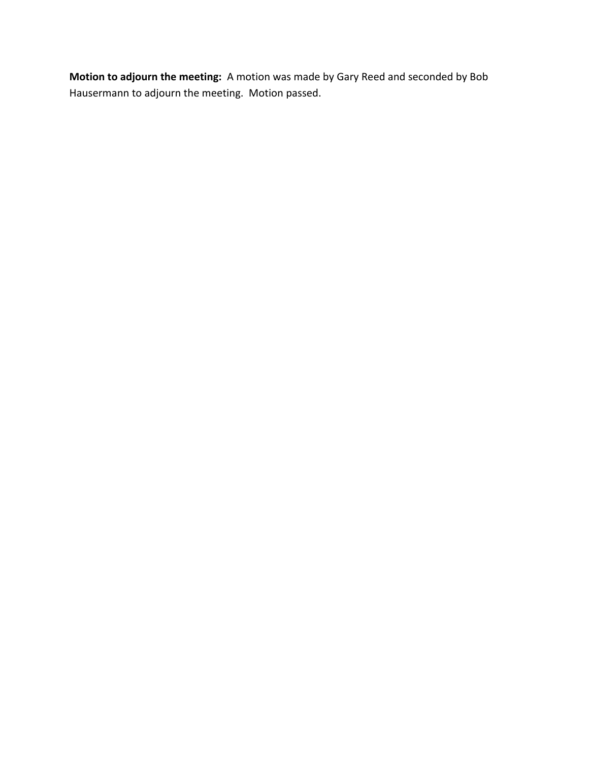**Motion to adjourn the meeting:** A motion was made by Gary Reed and seconded by Bob Hausermann to adjourn the meeting. Motion passed.